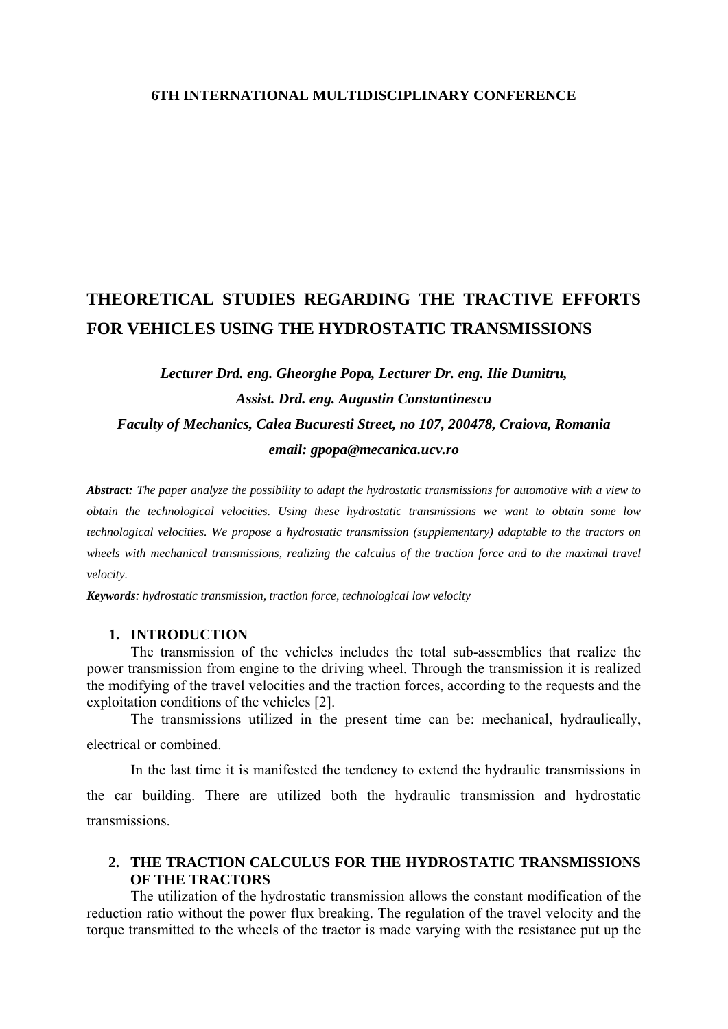**6TH INTERNATIONAL MULTIDISCIPLINARY CONFERENCE**

# THEORETICAL STUDIES REGARDING THE TRACTIVE EFFORTS FOR VEHICLES USING THE HYDROSTATIC TRANSMISSIONS

***Lecturer Drd. eng. Gheorghe Popa, Lecturer Dr. eng. Ilie Dumitru, Assist. Drd. eng. Augustin Constantinescu***

***Faculty of Mechanics, Calea Bucuresti Street, no 107, 200478, Craiova, Romania***

***email: gpopa@mecanica.ucv.ro***

***Abstract:*** *The paper analyze the possibility to adapt the hydrostatic transmissions for automotive with a view to obtain the technological velocities. Using these hydrostatic transmissions we want to obtain some low technological velocities. We propose a hydrostatic transmission (supplementary) adaptable to the tractors on wheels with mechanical transmissions, realizing the calculus of the traction force and to the maximal travel velocity.*

***Keywords****: hydrostatic transmission, traction force, technological low velocity*

## 1. INTRODUCTION

The transmission of the vehicles includes the total sub-assemblies that realize the power transmission from engine to the driving wheel. Through the transmission it is realized the modifying of the travel velocities and the traction forces, according to the requests and the exploitation conditions of the vehicles [2].

The transmissions utilized in the present time can be: mechanical, hydraulically, electrical or combined.

In the last time it is manifested the tendency to extend the hydraulic transmissions in the car building. There are utilized both the hydraulic transmission and hydrostatic transmissions.

## 2. THE TRACTION CALCULUS FOR THE HYDROSTATIC TRANSMISSIONS OF THE TRACTORS

The utilization of the hydrostatic transmission allows the constant modification of the reduction ratio without the power flux breaking. The regulation of the travel velocity and the torque transmitted to the wheels of the tractor is made varying with the resistance put up the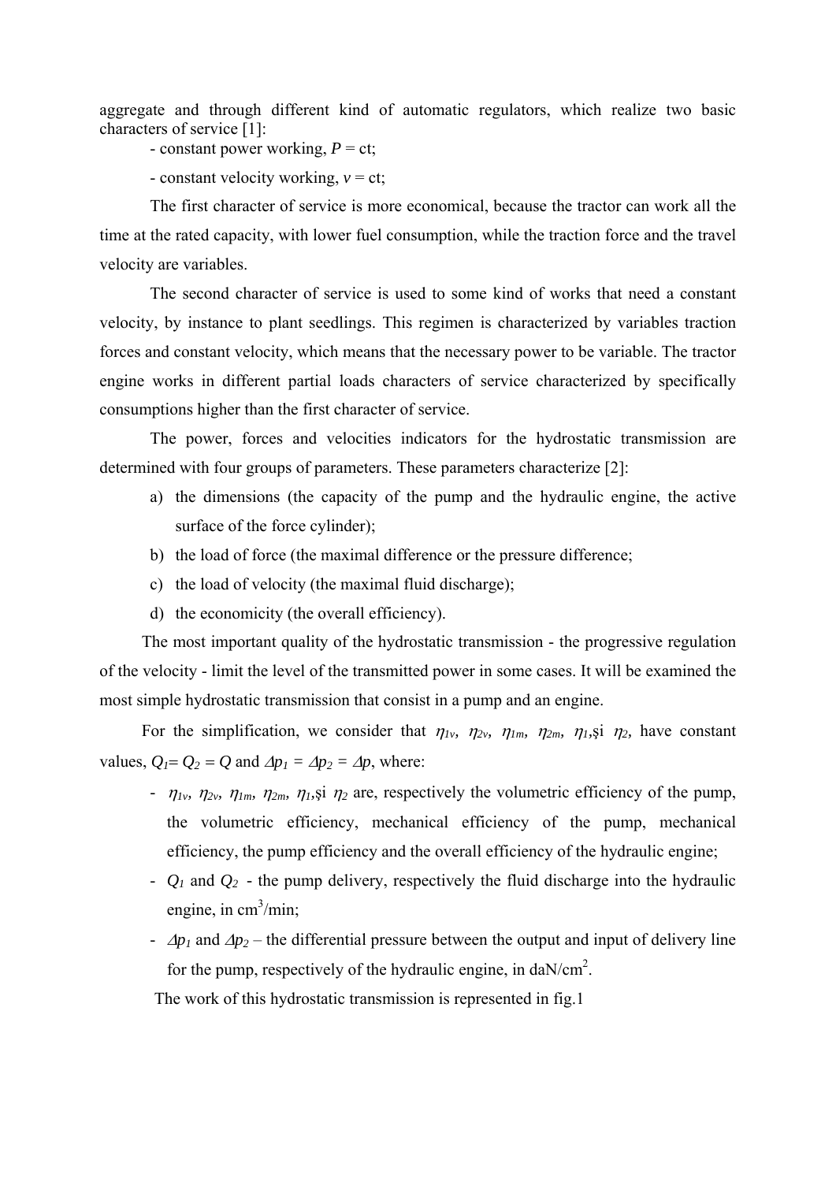aggregate and through different kind of automatic regulators, which realize two basic characters of service [1]:

- constant power working, $P$ = ct;
- constant velocity working, $v$ = ct;

The first character of service is more economical, because the tractor can work all the time at the rated capacity, with lower fuel consumption, while the traction force and the travel velocity are variables.

The second character of service is used to some kind of works that need a constant velocity, by instance to plant seedlings. This regimen is characterized by variables traction forces and constant velocity, which means that the necessary power to be variable. The tractor engine works in different partial loads characters of service characterized by specifically consumptions higher than the first character of service.

The power, forces and velocities indicators for the hydrostatic transmission are determined with four groups of parameters. These parameters characterize [2]:

a) the dimensions (the capacity of the pump and the hydraulic engine, the active surface of the force cylinder);
b) the load of force (the maximal difference or the pressure difference;
c) the load of velocity (the maximal fluid discharge);
d) the economicity (the overall efficiency).

The most important quality of the hydrostatic transmission - the progressive regulation of the velocity - limit the level of the transmitted power in some cases. It will be examined the most simple hydrostatic transmission that consist in a pump and an engine.

For the simplification, we consider that $\eta_{1v}$, $\eta_{2v}$, $\eta_{1m}$, $\eta_{2m}$, $\eta_1$,și $\eta_2$, have constant values, $Q_1 = Q_2 = Q$ and $\Delta p_1 = \Delta p_2 = \Delta p$, where:

- $\eta_{1v}$, $\eta_{2v}$, $\eta_{1m}$, $\eta_{2m}$, $\eta_1$,și $\eta_2$ are, respectively the volumetric efficiency of the pump, the volumetric efficiency, mechanical efficiency of the pump, mechanical efficiency, the pump efficiency and the overall efficiency of the hydraulic engine;
- $Q_1$ and $Q_2$ - the pump delivery, respectively the fluid discharge into the hydraulic engine, in cm$^3$/min;
- $\Delta p_1$ and $\Delta p_2$ – the differential pressure between the output and input of delivery line for the pump, respectively of the hydraulic engine, in daN/cm$^2$.

The work of this hydrostatic transmission is represented in fig.1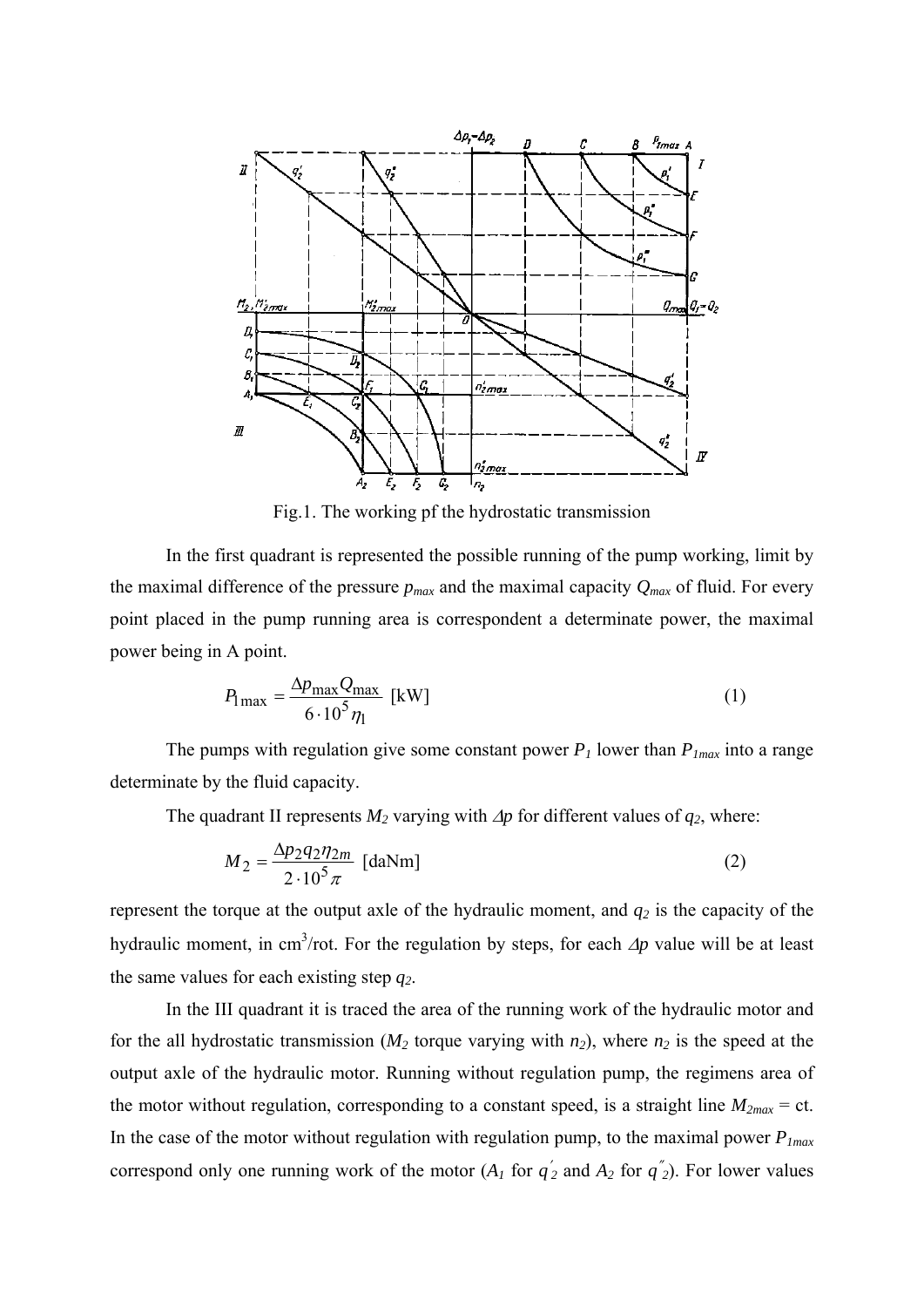Fig.1. The working pf the hydrostatic transmission

In the first quadrant is represented the possible running of the pump working, limit by the maximal difference of the pressure $p_{max}$ and the maximal capacity $Q_{max}$ of fluid. For every point placed in the pump running area is correspondent a determinate power, the maximal power being in A point.

$$P_{1\max} = \frac{\Delta p_{\max} Q_{\max}}{6 \cdot 10^5 \eta_1} \text{ [kW]} \tag{1}$$

The pumps with regulation give some constant power $P_1$ lower than $P_{1max}$ into a range determinate by the fluid capacity.

The quadrant II represents $M_2$ varying with $\Delta p$ for different values of $q_2$, where:

$$M_2 = \frac{\Delta p_2 q_2 \eta_{2m}}{2 \cdot 10^5 \pi} \text{ [daNm]} \tag{2}$$

represent the torque at the output axle of the hydraulic moment, and $q_2$ is the capacity of the hydraulic moment, in cm$^3$/rot. For the regulation by steps, for each $\Delta p$ value will be at least the same values for each existing step $q_2$.

In the III quadrant it is traced the area of the running work of the hydraulic motor and for the all hydrostatic transmission ($M_2$ torque varying with $n_2$), where $n_2$ is the speed at the output axle of the hydraulic motor. Running without regulation pump, the regimens area of the motor without regulation, corresponding to a constant speed, is a straight line $M_{2max}$ = ct. In the case of the motor without regulation with regulation pump, to the maximal power $P_{1max}$ correspond only one running work of the motor ($A_1$ for $q'_2$ and $A_2$ for $q''_2$). For lower values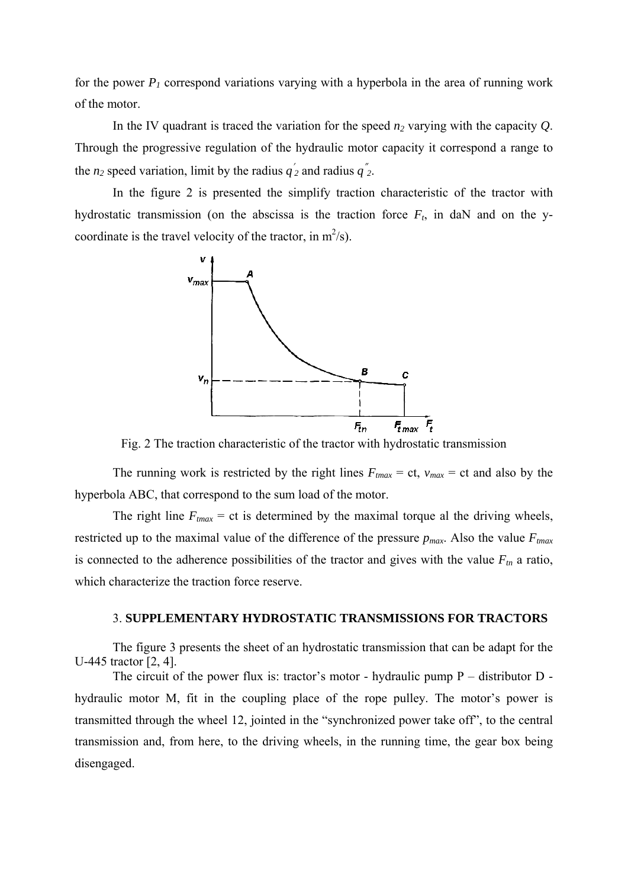for the power $P_1$ correspond variations varying with a hyperbola in the area of running work of the motor.

In the IV quadrant is traced the variation for the speed $n_2$ varying with the capacity $Q$. Through the progressive regulation of the hydraulic motor capacity it correspond a range to the $n_2$ speed variation, limit by the radius $q'_2$ and radius $q''_2$.

In the figure 2 is presented the simplify traction characteristic of the tractor with hydrostatic transmission (on the abscissa is the traction force $F_t$, in daN and on the y-coordinate is the travel velocity of the tractor, in $m^2/s$).

Fig. 2 The traction characteristic of the tractor with hydrostatic transmission

The running work is restricted by the right lines $F_{tmax}$ = ct, $v_{max}$ = ct and also by the hyperbola ABC, that correspond to the sum load of the motor.

The right line $F_{tmax}$ = ct is determined by the maximal torque al the driving wheels, restricted up to the maximal value of the difference of the pressure $p_{max}$. Also the value $F_{tmax}$ is connected to the adherence possibilities of the tractor and gives with the value $F_{tn}$ a ratio, which characterize the traction force reserve.

## 3. SUPPLEMENTARY HYDROSTATIC TRANSMISSIONS FOR TRACTORS

The figure 3 presents the sheet of an hydrostatic transmission that can be adapt for the U-445 tractor [2, 4].

The circuit of the power flux is: tractor's motor - hydraulic pump P – distributor D - hydraulic motor M, fit in the coupling place of the rope pulley. The motor's power is transmitted through the wheel 12, jointed in the "synchronized power take off", to the central transmission and, from here, to the driving wheels, in the running time, the gear box being disengaged.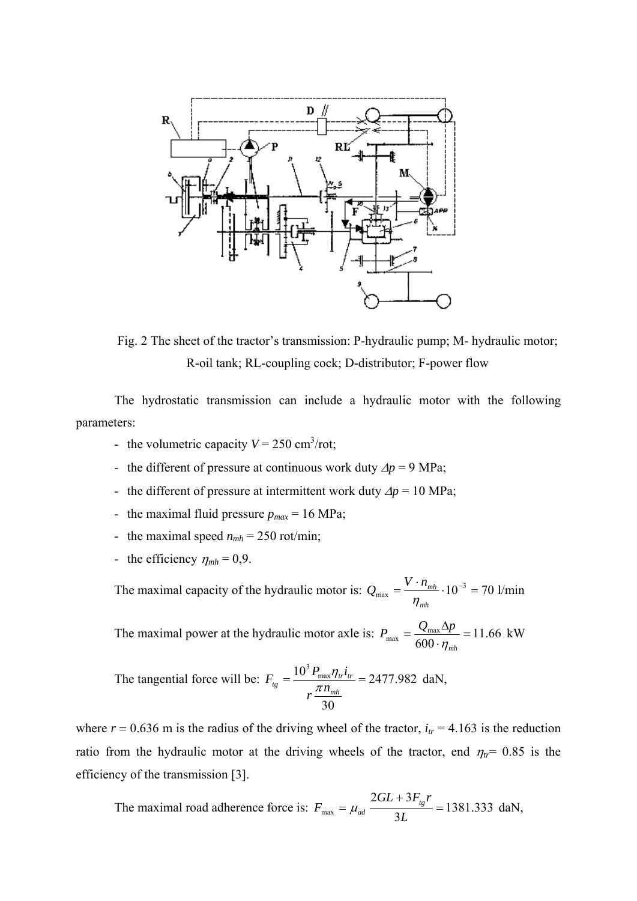Fig. 2 The sheet of the tractor's transmission: P-hydraulic pump; M- hydraulic motor; R-oil tank; RL-coupling cock; D-distributor; F-power flow

The hydrostatic transmission can include a hydraulic motor with the following parameters:

- the volumetric capacity $V = 250$ cm$^3$/rot;
- the different of pressure at continuous work duty $\Delta p = 9$ MPa;
- the different of pressure at intermittent work duty $\Delta p = 10$ MPa;
- the maximal fluid pressure $p_{max} = 16$ MPa;
- the maximal speed $n_{mh} = 250$ rot/min;
- the efficiency $\eta_{mh} = 0{,}9$.

The maximal capacity of the hydraulic motor is: $Q_{\max} = \dfrac{V \cdot n_{mh}}{\eta_{mh}} \cdot 10^{-3} = 70$ l/min

The maximal power at the hydraulic motor axle is: $P_{\max} = \dfrac{Q_{\max} \Delta p}{600 \cdot \eta_{mh}} = 11.66$ kW

The tangential force will be: $F_{tg} = \dfrac{10^3 P_{\max} \eta_{tr} i_{tr}}{r \dfrac{\pi n_{mh}}{30}} = 2477.982$ daN,

where $r = 0.636$ m is the radius of the driving wheel of the tractor, $i_{tr} = 4.163$ is the reduction ratio from the hydraulic motor at the driving wheels of the tractor, end $\eta_{tr} = 0.85$ is the efficiency of the transmission [3].

The maximal road adherence force is: $F_{\max} = \mu_{ad} \dfrac{2GL + 3F_{tg} r}{3L} = 1381.333$ daN,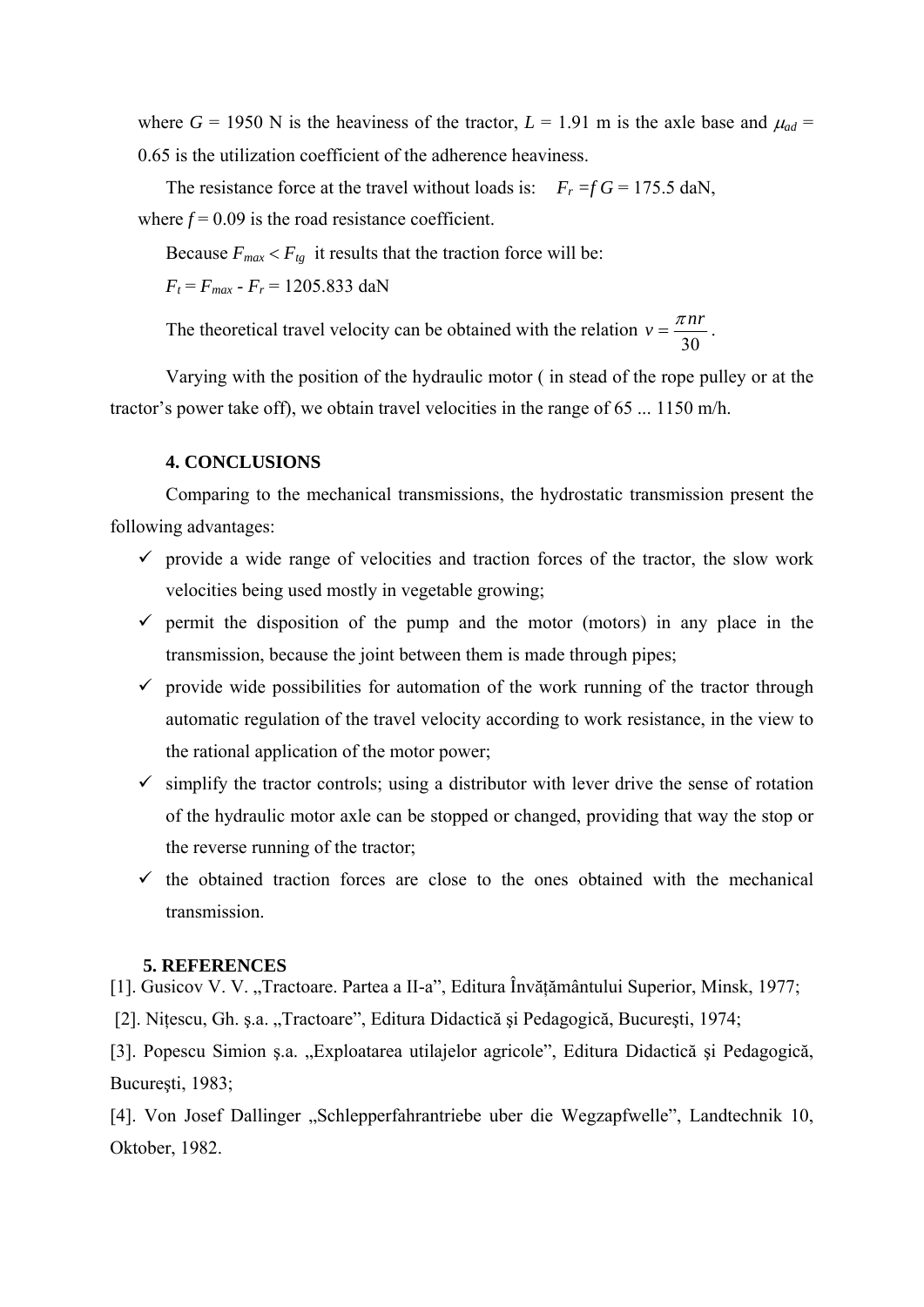where $G$ = 1950 N is the heaviness of the tractor, $L$ = 1.91 m is the axle base and $\mu_{ad}$ = 0.65 is the utilization coefficient of the adherence heaviness.

The resistance force at the travel without loads is: $F_r = f\,G$ = 175.5 daN,

where $f$ = 0.09 is the road resistance coefficient.

Because $F_{max} < F_{tg}$ it results that the traction force will be:

$F_t = F_{max} - F_r$ = 1205.833 daN

The theoretical travel velocity can be obtained with the relation $v = \dfrac{\pi n r}{30}$.

Varying with the position of the hydraulic motor ( in stead of the rope pulley or at the tractor's power take off), we obtain travel velocities in the range of 65 ... 1150 m/h.

## 4. CONCLUSIONS

Comparing to the mechanical transmissions, the hydrostatic transmission present the following advantages:

- ✓ provide a wide range of velocities and traction forces of the tractor, the slow work velocities being used mostly in vegetable growing;
- ✓ permit the disposition of the pump and the motor (motors) in any place in the transmission, because the joint between them is made through pipes;
- ✓ provide wide possibilities for automation of the work running of the tractor through automatic regulation of the travel velocity according to work resistance, in the view to the rational application of the motor power;
- ✓ simplify the tractor controls; using a distributor with lever drive the sense of rotation of the hydraulic motor axle can be stopped or changed, providing that way the stop or the reverse running of the tractor;
- ✓ the obtained traction forces are close to the ones obtained with the mechanical transmission.

## 5. REFERENCES

[1]. Gusicov V. V. „Tractoare. Partea a II-a", Editura Învățământului Superior, Minsk, 1977;

[2]. Nițescu, Gh. ş.a. „Tractoare", Editura Didactică şi Pedagogică, Bucureşti, 1974;

[3]. Popescu Simion ş.a. „Exploatarea utilajelor agricole", Editura Didactică şi Pedagogică, Bucureşti, 1983;

[4]. Von Josef Dallinger „Schlepperfahrantriebe uber die Wegzapfwelle", Landtechnik 10, Oktober, 1982.